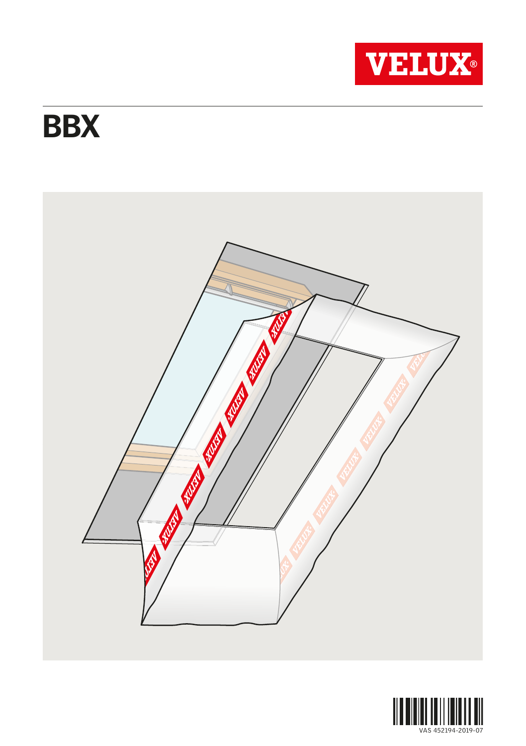VELUX®

# BBX

VAS 452194-2019-07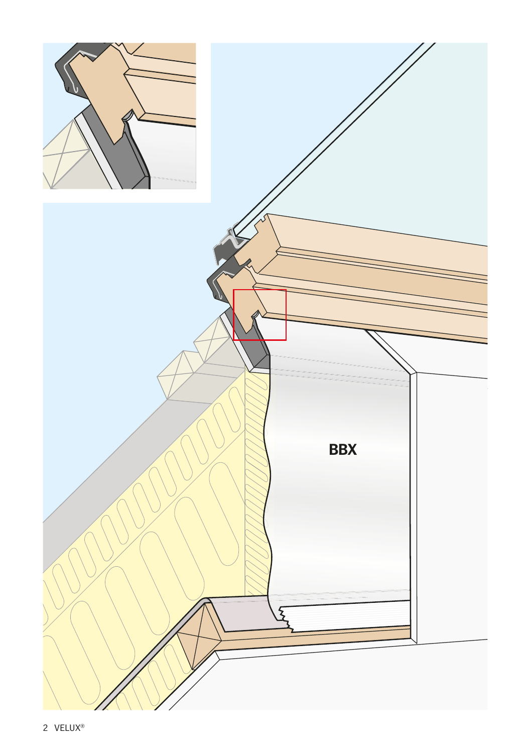BBX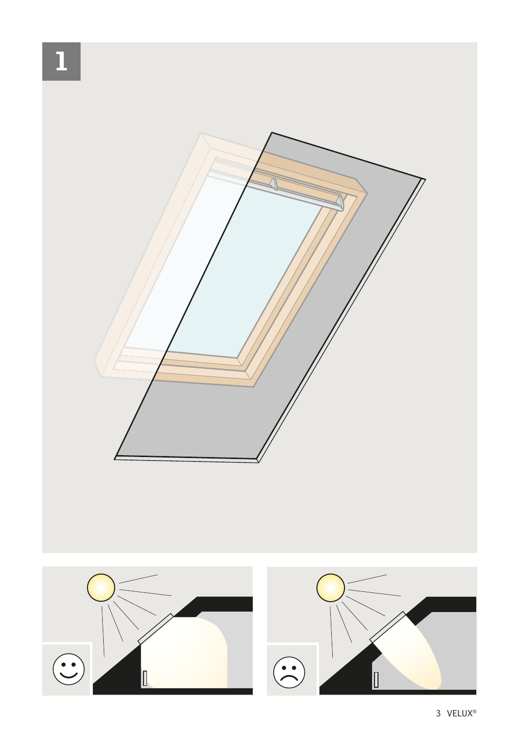1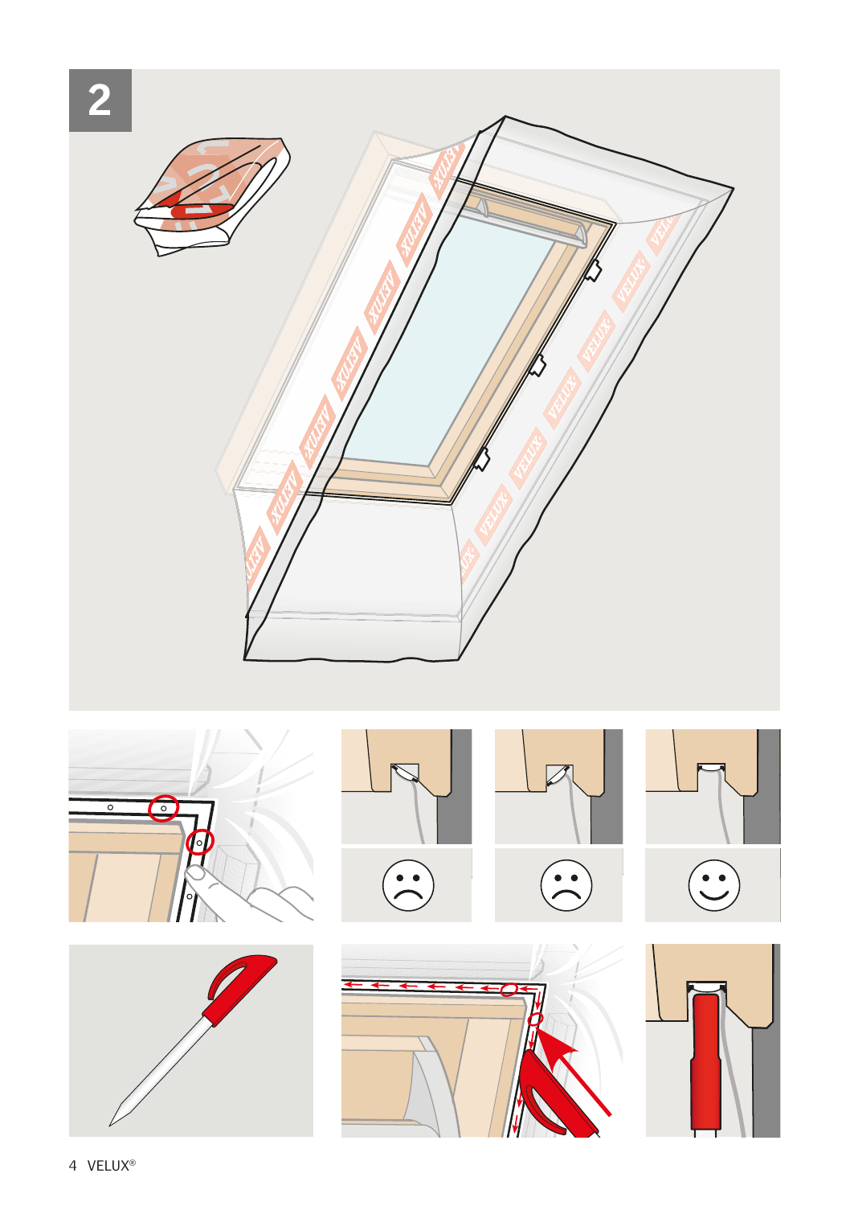2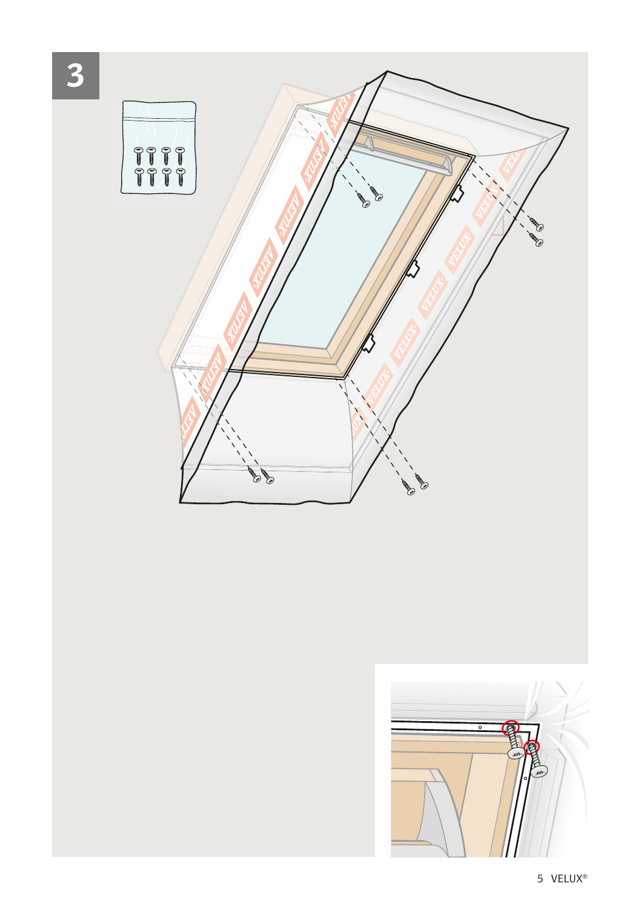3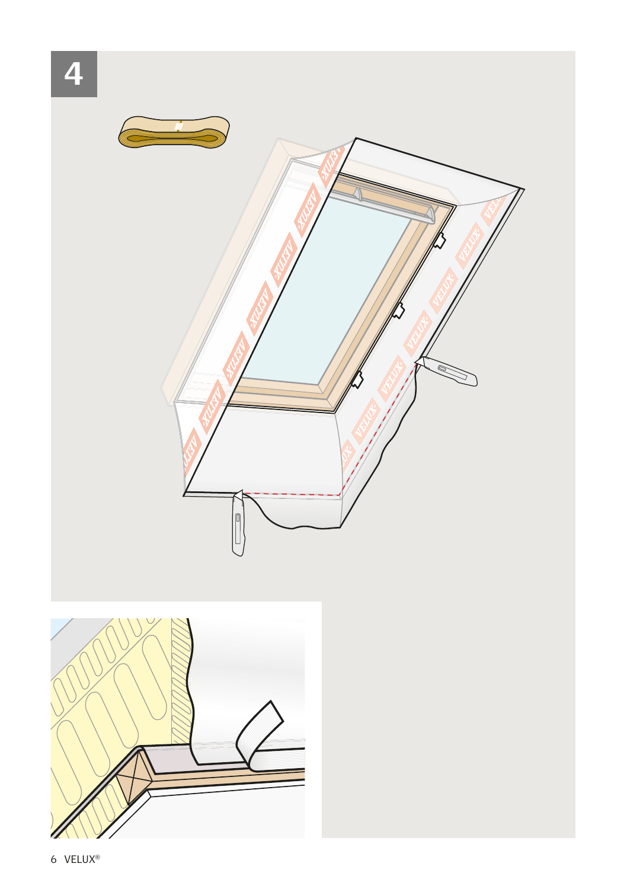# 4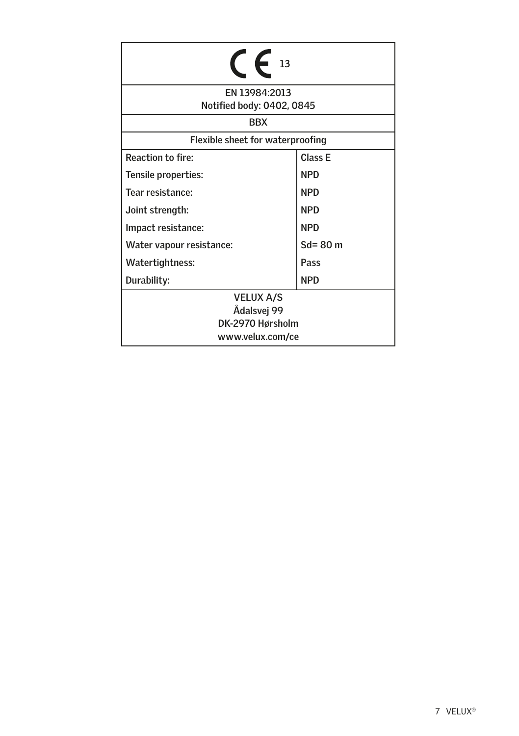| CE 13 | |
|---|---|
| EN 13984:2013<br>Notified body: 0402, 0845 | |
| BBX | |
| Flexible sheet for waterproofing | |
| Reaction to fire: | Class E |
| Tensile properties: | NPD |
| Tear resistance: | NPD |
| Joint strength: | NPD |
| Impact resistance: | NPD |
| Water vapour resistance: | Sd= 80 m |
| Watertightness: | Pass |
| Durability: | NPD |
| VELUX A/S<br>Ådalsvej 99<br>DK-2970 Hørsholm<br>www.velux.com/ce | |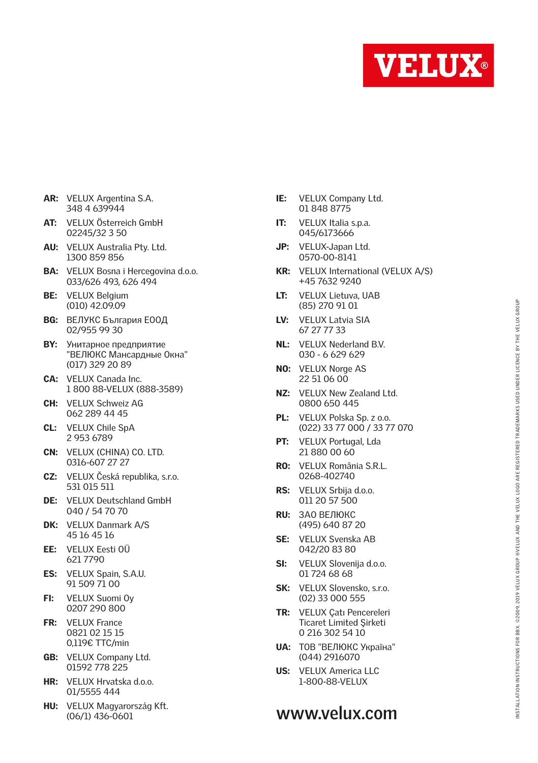VELUX®

**AR:** VELUX Argentina S.A.
348 4 639944

**AT:** VELUX Österreich GmbH
02245/32 3 50

**AU:** VELUX Australia Pty. Ltd.
1300 859 856

**BA:** VELUX Bosna i Hercegovina d.o.o.
033/626 493, 626 494

**BE:** VELUX Belgium
(010) 42.09.09

**BG:** ВЕЛУКС България ЕООД
02/955 99 30

**BY:** Унитарное предприятие
"ВЕЛЮКС Мансардные Окна"
(017) 329 20 89

**CA:** VELUX Canada Inc.
1 800 88-VELUX (888-3589)

**CH:** VELUX Schweiz AG
062 289 44 45

**CL:** VELUX Chile SpA
2 953 6789

**CN:** VELUX (CHINA) CO. LTD.
0316-607 27 27

**CZ:** VELUX Česká republika, s.r.o.
531 015 511

**DE:** VELUX Deutschland GmbH
040 / 54 70 70

**DK:** VELUX Danmark A/S
45 16 45 16

**EE:** VELUX Eesti OÜ
621 7790

**ES:** VELUX Spain, S.A.U.
91 509 71 00

**FI:** VELUX Suomi Oy
0207 290 800

**FR:** VELUX France
0821 02 15 15
0,119€ TTC/min

**GB:** VELUX Company Ltd.
01592 778 225

**HR:** VELUX Hrvatska d.o.o.
01/5555 444

**HU:** VELUX Magyarország Kft.
(06/1) 436-0601

**IE:** VELUX Company Ltd.
01 848 8775

**IT:** VELUX Italia s.p.a.
045/6173666

**JP:** VELUX-Japan Ltd.
0570-00-8141

**KR:** VELUX International (VELUX A/S)
+45 7632 9240

**LT:** VELUX Lietuva, UAB
(85) 270 91 01

**LV:** VELUX Latvia SIA
67 27 77 33

**NL:** VELUX Nederland B.V.
030 - 6 629 629

**NO:** VELUX Norge AS
22 51 06 00

**NZ:** VELUX New Zealand Ltd.
0800 650 445

**PL:** VELUX Polska Sp. z o.o.
(022) 33 77 000 / 33 77 070

**PT:** VELUX Portugal, Lda
21 880 00 60

**RO:** VELUX România S.R.L.
0268-402740

**RS:** VELUX Srbija d.o.o.
011 20 57 500

**RU:** ЗАО ВЕЛЮКС
(495) 640 87 20

**SE:** VELUX Svenska AB
042/20 83 80

**SI:** VELUX Slovenija d.o.o.
01 724 68 68

**SK:** VELUX Slovensko, s.r.o.
(02) 33 000 555

**TR:** VELUX Çatı Pencereleri
Ticaret Limited Şirketi
0 216 302 54 10

**UA:** ТОВ "ВЕЛЮКС Україна"
(044) 2916070

**US:** VELUX America LLC
1-800-88-VELUX

**www.velux.com**

INSTALLATION INSTRUCTIONS FOR BBX. ©2009, 2019 VELUX GROUP ®VELUX AND THE VELUX LOGO ARE REGISTERED TRADEMARKS USED UNDER LICENCE BY THE VELUX GROUP